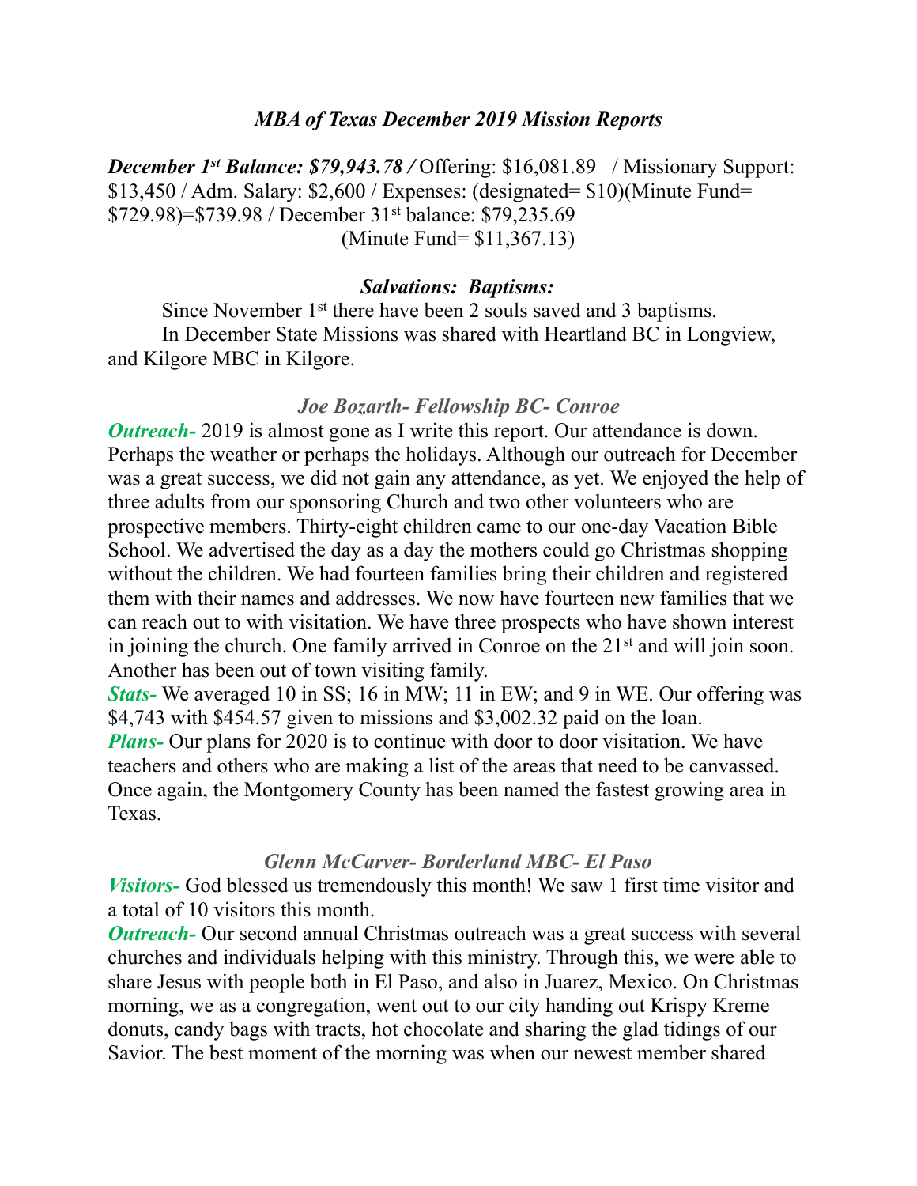## *MBA of Texas December 2019 Mission Reports*

***December 1st Balance: $79,943.78 /*** Offering: $16,081.89 / Missionary Support: $13,450 / Adm. Salary: $2,600 / Expenses: (designated= $10)(Minute Fund= $729.98)=$739.98 / December 31st balance: $79,235.69 (Minute Fund= $11,367.13)

### *Salvations: Baptisms:*

Since November 1st there have been 2 souls saved and 3 baptisms.

In December State Missions was shared with Heartland BC in Longview, and Kilgore MBC in Kilgore.

### *Joe Bozarth- Fellowship BC- Conroe*

***Outreach-*** 2019 is almost gone as I write this report. Our attendance is down. Perhaps the weather or perhaps the holidays. Although our outreach for December was a great success, we did not gain any attendance, as yet. We enjoyed the help of three adults from our sponsoring Church and two other volunteers who are prospective members. Thirty-eight children came to our one-day Vacation Bible School. We advertised the day as a day the mothers could go Christmas shopping without the children. We had fourteen families bring their children and registered them with their names and addresses. We now have fourteen new families that we can reach out to with visitation. We have three prospects who have shown interest in joining the church. One family arrived in Conroe on the 21st and will join soon. Another has been out of town visiting family.

***Stats-*** We averaged 10 in SS; 16 in MW; 11 in EW; and 9 in WE. Our offering was $4,743 with $454.57 given to missions and $3,002.32 paid on the loan.

***Plans-*** Our plans for 2020 is to continue with door to door visitation. We have teachers and others who are making a list of the areas that need to be canvassed. Once again, the Montgomery County has been named the fastest growing area in Texas.

### *Glenn McCarver- Borderland MBC- El Paso*

***Visitors-*** God blessed us tremendously this month! We saw 1 first time visitor and a total of 10 visitors this month.

***Outreach-*** Our second annual Christmas outreach was a great success with several churches and individuals helping with this ministry. Through this, we were able to share Jesus with people both in El Paso, and also in Juarez, Mexico. On Christmas morning, we as a congregation, went out to our city handing out Krispy Kreme donuts, candy bags with tracts, hot chocolate and sharing the glad tidings of our Savior. The best moment of the morning was when our newest member shared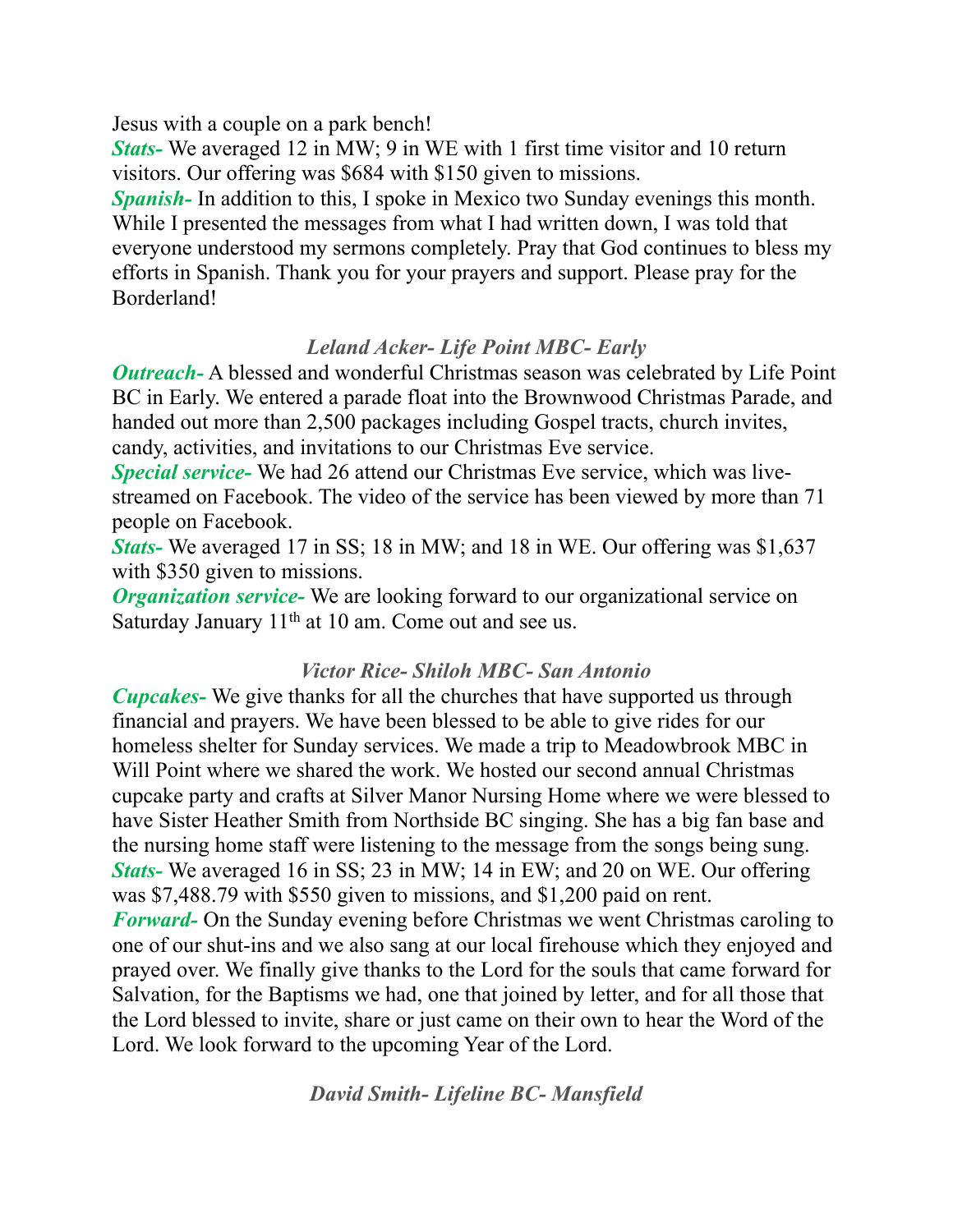Jesus with a couple on a park bench!

***Stats-*** We averaged 12 in MW; 9 in WE with 1 first time visitor and 10 return visitors. Our offering was $684 with $150 given to missions.

***Spanish-*** In addition to this, I spoke in Mexico two Sunday evenings this month. While I presented the messages from what I had written down, I was told that everyone understood my sermons completely. Pray that God continues to bless my efforts in Spanish. Thank you for your prayers and support. Please pray for the Borderland!

### *Leland Acker- Life Point MBC- Early*

***Outreach-*** A blessed and wonderful Christmas season was celebrated by Life Point BC in Early. We entered a parade float into the Brownwood Christmas Parade, and handed out more than 2,500 packages including Gospel tracts, church invites, candy, activities, and invitations to our Christmas Eve service.

***Special service-*** We had 26 attend our Christmas Eve service, which was live-streamed on Facebook. The video of the service has been viewed by more than 71 people on Facebook.

***Stats-*** We averaged 17 in SS; 18 in MW; and 18 in WE. Our offering was $1,637 with $350 given to missions.

***Organization service-*** We are looking forward to our organizational service on Saturday January 11th at 10 am. Come out and see us.

### *Victor Rice- Shiloh MBC- San Antonio*

***Cupcakes-*** We give thanks for all the churches that have supported us through financial and prayers. We have been blessed to be able to give rides for our homeless shelter for Sunday services. We made a trip to Meadowbrook MBC in Will Point where we shared the work. We hosted our second annual Christmas cupcake party and crafts at Silver Manor Nursing Home where we were blessed to have Sister Heather Smith from Northside BC singing. She has a big fan base and the nursing home staff were listening to the message from the songs being sung.

***Stats-*** We averaged 16 in SS; 23 in MW; 14 in EW; and 20 on WE. Our offering was $7,488.79 with $550 given to missions, and $1,200 paid on rent.

***Forward-*** On the Sunday evening before Christmas we went Christmas caroling to one of our shut-ins and we also sang at our local firehouse which they enjoyed and prayed over. We finally give thanks to the Lord for the souls that came forward for Salvation, for the Baptisms we had, one that joined by letter, and for all those that the Lord blessed to invite, share or just came on their own to hear the Word of the Lord. We look forward to the upcoming Year of the Lord.

### *David Smith- Lifeline BC- Mansfield*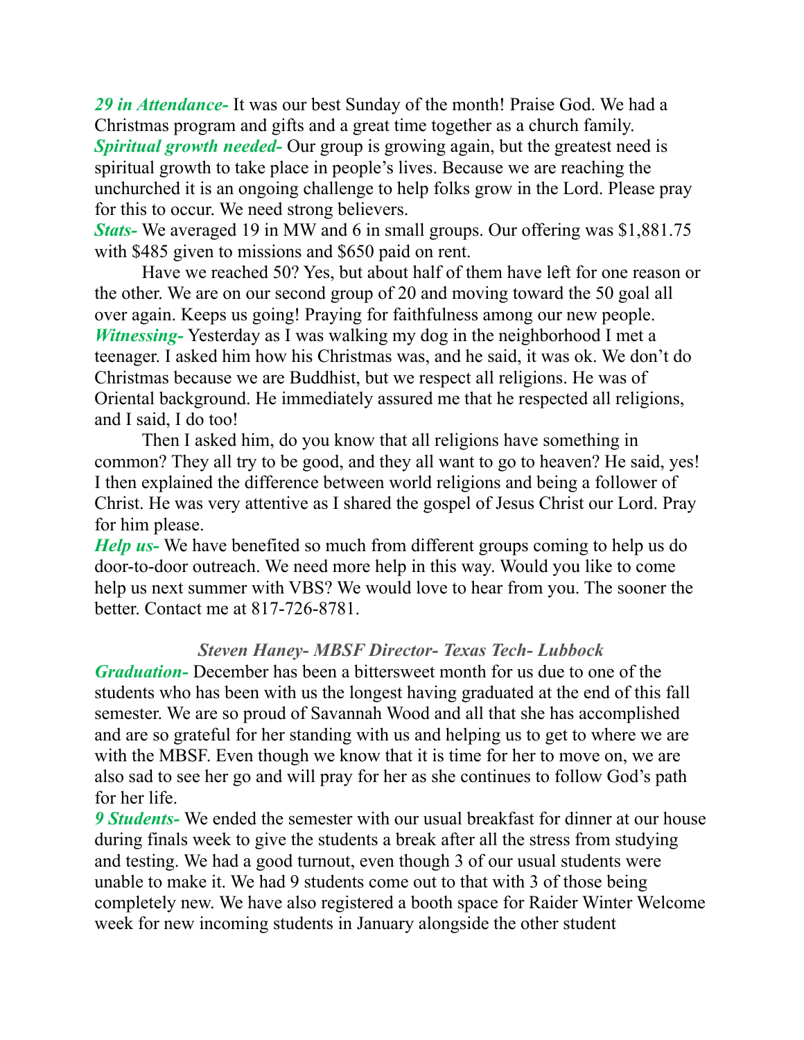***29 in Attendance-*** It was our best Sunday of the month! Praise God. We had a Christmas program and gifts and a great time together as a church family.
***Spiritual growth needed-*** Our group is growing again, but the greatest need is spiritual growth to take place in people's lives. Because we are reaching the unchurched it is an ongoing challenge to help folks grow in the Lord. Please pray for this to occur. We need strong believers.
***Stats-*** We averaged 19 in MW and 6 in small groups. Our offering was $1,881.75 with $485 given to missions and $650 paid on rent.

Have we reached 50? Yes, but about half of them have left for one reason or the other. We are on our second group of 20 and moving toward the 50 goal all over again. Keeps us going! Praying for faithfulness among our new people.
***Witnessing-*** Yesterday as I was walking my dog in the neighborhood I met a teenager. I asked him how his Christmas was, and he said, it was ok. We don't do Christmas because we are Buddhist, but we respect all religions. He was of Oriental background. He immediately assured me that he respected all religions, and I said, I do too!

Then I asked him, do you know that all religions have something in common? They all try to be good, and they all want to go to heaven? He said, yes! I then explained the difference between world religions and being a follower of Christ. He was very attentive as I shared the gospel of Jesus Christ our Lord. Pray for him please.
***Help us-*** We have benefited so much from different groups coming to help us do door-to-door outreach. We need more help in this way. Would you like to come help us next summer with VBS? We would love to hear from you. The sooner the better. Contact me at 817-726-8781.

***Steven Haney- MBSF Director- Texas Tech- Lubbock***

***Graduation-*** December has been a bittersweet month for us due to one of the students who has been with us the longest having graduated at the end of this fall semester. We are so proud of Savannah Wood and all that she has accomplished and are so grateful for her standing with us and helping us to get to where we are with the MBSF. Even though we know that it is time for her to move on, we are also sad to see her go and will pray for her as she continues to follow God's path for her life.
***9 Students-*** We ended the semester with our usual breakfast for dinner at our house during finals week to give the students a break after all the stress from studying and testing. We had a good turnout, even though 3 of our usual students were unable to make it. We had 9 students come out to that with 3 of those being completely new. We have also registered a booth space for Raider Winter Welcome week for new incoming students in January alongside the other student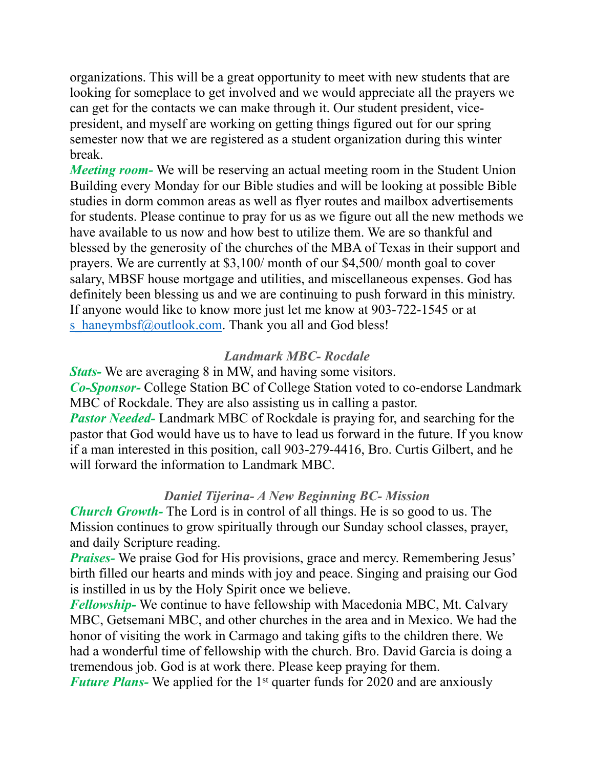organizations. This will be a great opportunity to meet with new students that are looking for someplace to get involved and we would appreciate all the prayers we can get for the contacts we can make through it. Our student president, vice-president, and myself are working on getting things figured out for our spring semester now that we are registered as a student organization during this winter break.

***Meeting room-*** We will be reserving an actual meeting room in the Student Union Building every Monday for our Bible studies and will be looking at possible Bible studies in dorm common areas as well as flyer routes and mailbox advertisements for students. Please continue to pray for us as we figure out all the new methods we have available to us now and how best to utilize them. We are so thankful and blessed by the generosity of the churches of the MBA of Texas in their support and prayers. We are currently at $3,100/ month of our $4,500/ month goal to cover salary, MBSF house mortgage and utilities, and miscellaneous expenses. God has definitely been blessing us and we are continuing to push forward in this ministry. If anyone would like to know more just let me know at 903-722-1545 or at s_haneymbsf@outlook.com. Thank you all and God bless!

### *Landmark MBC- Rocdale*

***Stats-*** We are averaging 8 in MW, and having some visitors.

***Co-Sponsor-*** College Station BC of College Station voted to co-endorse Landmark MBC of Rockdale. They are also assisting us in calling a pastor.

***Pastor Needed-*** Landmark MBC of Rockdale is praying for, and searching for the pastor that God would have us to have to lead us forward in the future. If you know if a man interested in this position, call 903-279-4416, Bro. Curtis Gilbert, and he will forward the information to Landmark MBC.

### *Daniel Tijerina- A New Beginning BC- Mission*

***Church Growth-*** The Lord is in control of all things. He is so good to us. The Mission continues to grow spiritually through our Sunday school classes, prayer, and daily Scripture reading.

***Praises-*** We praise God for His provisions, grace and mercy. Remembering Jesus' birth filled our hearts and minds with joy and peace. Singing and praising our God is instilled in us by the Holy Spirit once we believe.

***Fellowship-*** We continue to have fellowship with Macedonia MBC, Mt. Calvary MBC, Getsemani MBC, and other churches in the area and in Mexico. We had the honor of visiting the work in Carmago and taking gifts to the children there. We had a wonderful time of fellowship with the church. Bro. David Garcia is doing a tremendous job. God is at work there. Please keep praying for them.

***Future Plans-*** We applied for the 1st quarter funds for 2020 and are anxiously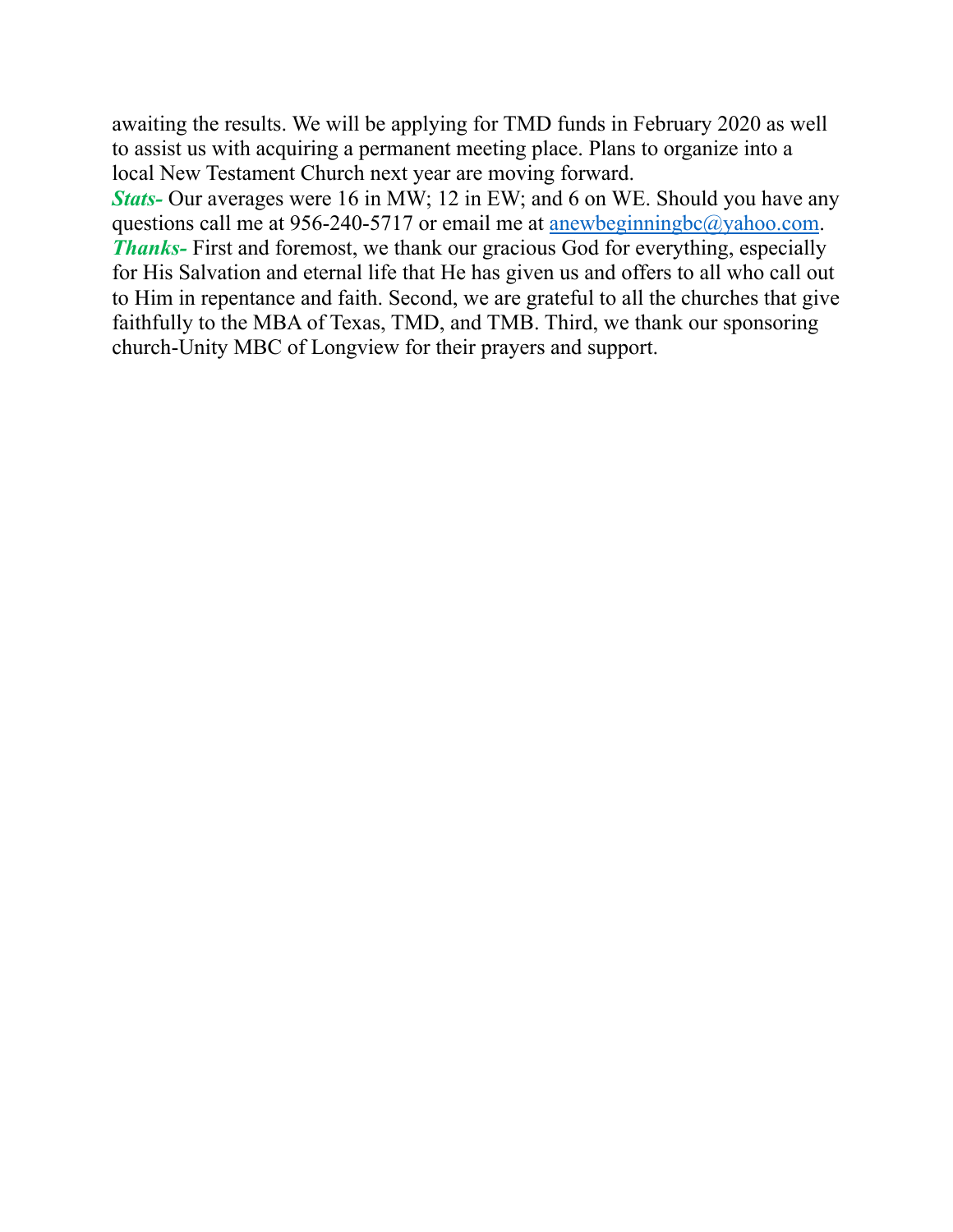awaiting the results. We will be applying for TMD funds in February 2020 as well to assist us with acquiring a permanent meeting place. Plans to organize into a local New Testament Church next year are moving forward.

***Stats-*** Our averages were 16 in MW; 12 in EW; and 6 on WE. Should you have any questions call me at 956-240-5717 or email me at anewbeginningbc@yahoo.com.

***Thanks-*** First and foremost, we thank our gracious God for everything, especially for His Salvation and eternal life that He has given us and offers to all who call out to Him in repentance and faith. Second, we are grateful to all the churches that give faithfully to the MBA of Texas, TMD, and TMB. Third, we thank our sponsoring church-Unity MBC of Longview for their prayers and support.